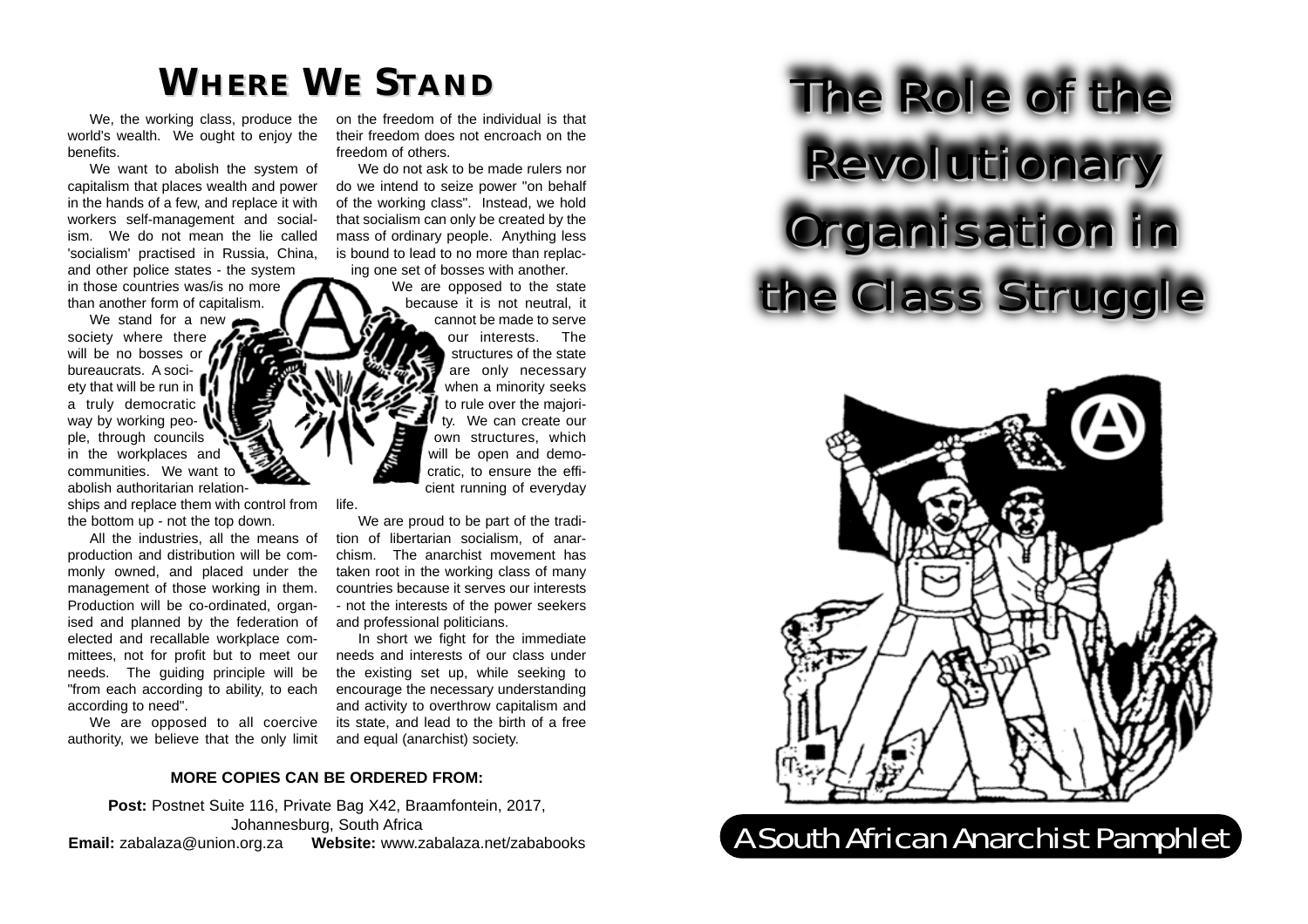# WHERE WE STAND

We, the working class, produce the world's wealth. We ought to enjoy the benefits.

We want to abolish the system of capitalism that places wealth and power in the hands of a few, and replace it with workers self-management and socialism. We do not mean the lie called 'socialism' practised in Russia, China, and other police states - the system in those countries was/is no more than another form of capitalism.

We stand for a new society where there will be no bosses or bureaucrats. A society that will be run in a truly democratic way by working people, through councils in the workplaces and communities. We want to abolish authoritarian relationships and replace them with control from the bottom up - not the top down.

All the industries, all the means of production and distribution will be commonly owned, and placed under the management of those working in them. Production will be co-ordinated, organised and planned by the federation of elected and recallable workplace committees, not for profit but to meet our needs. The guiding principle will be "from each according to ability, to each according to need".

We are opposed to all coercive authority, we believe that the only limit on the freedom of the individual is that their freedom does not encroach on the freedom of others.

We do not ask to be made rulers nor do we intend to seize power "on behalf of the working class". Instead, we hold that socialism can only be created by the mass of ordinary people. Anything less is bound to lead to no more than replacing one set of bosses with another.

We are opposed to the state because it is not neutral, it cannot be made to serve our interests. The structures of the state are only necessary when a minority seeks to rule over the majority. We can create our own structures, which will be open and democratic, to ensure the efficient running of everyday life.

We are proud to be part of the tradition of libertarian socialism, of anarchism. The anarchist movement has taken root in the working class of many countries because it serves our interests - not the interests of the power seekers and professional politicians.

In short we fight for the immediate needs and interests of our class under the existing set up, while seeking to encourage the necessary understanding and activity to overthrow capitalism and its state, and lead to the birth of a free and equal (anarchist) society.

**MORE COPIES CAN BE ORDERED FROM:**

**Post:** Postnet Suite 116, Private Bag X42, Braamfontein, 2017, Johannesburg, South Africa
**Email:** zabalaza@union.org.za **Website:** www.zabalaza.net/zababooks

# The Role of the Revolutionary Organisation in the Class Struggle

A South African Anarchist Pamphlet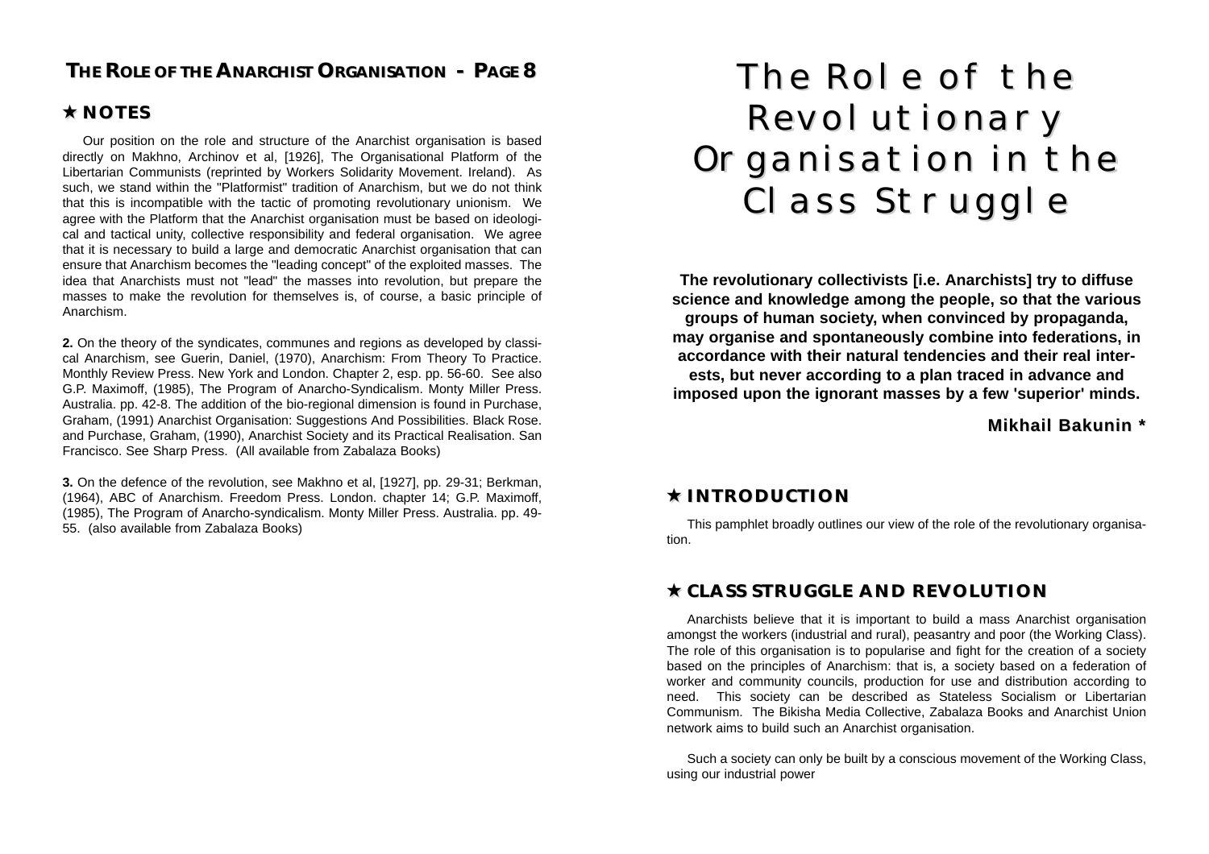## ★ NOTES

Our position on the role and structure of the Anarchist organisation is based directly on Makhno, Archinov et al, [1926], The Organisational Platform of the Libertarian Communists (reprinted by Workers Solidarity Movement. Ireland). As such, we stand within the "Platformist" tradition of Anarchism, but we do not think that this is incompatible with the tactic of promoting revolutionary unionism. We agree with the Platform that the Anarchist organisation must be based on ideological and tactical unity, collective responsibility and federal organisation. We agree that it is necessary to build a large and democratic Anarchist organisation that can ensure that Anarchism becomes the "leading concept" of the exploited masses. The idea that Anarchists must not "lead" the masses into revolution, but prepare the masses to make the revolution for themselves is, of course, a basic principle of Anarchism.

**2.** On the theory of the syndicates, communes and regions as developed by classical Anarchism, see Guerin, Daniel, (1970), Anarchism: From Theory To Practice. Monthly Review Press. New York and London. Chapter 2, esp. pp. 56-60. See also G.P. Maximoff, (1985), The Program of Anarcho-Syndicalism. Monty Miller Press. Australia. pp. 42-8. The addition of the bio-regional dimension is found in Purchase, Graham, (1991) Anarchist Organisation: Suggestions And Possibilities. Black Rose. and Purchase, Graham, (1990), Anarchist Society and its Practical Realisation. San Francisco. See Sharp Press. (All available from Zabalaza Books)

**3.** On the defence of the revolution, see Makhno et al, [1927], pp. 29-31; Berkman, (1964), ABC of Anarchism. Freedom Press. London. chapter 14; G.P. Maximoff, (1985), The Program of Anarcho-syndicalism. Monty Miller Press. Australia. pp. 49-55. (also available from Zabalaza Books)

# The Role of the Revolutionary Organisation in the Class Struggle

**The revolutionary collectivists [i.e. Anarchists] try to diffuse science and knowledge among the people, so that the various groups of human society, when convinced by propaganda, may organise and spontaneously combine into federations, in accordance with their natural tendencies and their real interests, but never according to a plan traced in advance and imposed upon the ignorant masses by a few 'superior' minds.**

**Mikhail Bakunin ***

## ★ INTRODUCTION

This pamphlet broadly outlines our view of the role of the revolutionary organisation.

## ★ CLASS STRUGGLE AND REVOLUTION

Anarchists believe that it is important to build a mass Anarchist organisation amongst the workers (industrial and rural), peasantry and poor (the Working Class). The role of this organisation is to popularise and fight for the creation of a society based on the principles of Anarchism: that is, a society based on a federation of worker and community councils, production for use and distribution according to need. This society can be described as Stateless Socialism or Libertarian Communism. The Bikisha Media Collective, Zabalaza Books and Anarchist Union network aims to build such an Anarchist organisation.

Such a society can only be built by a conscious movement of the Working Class, using our industrial power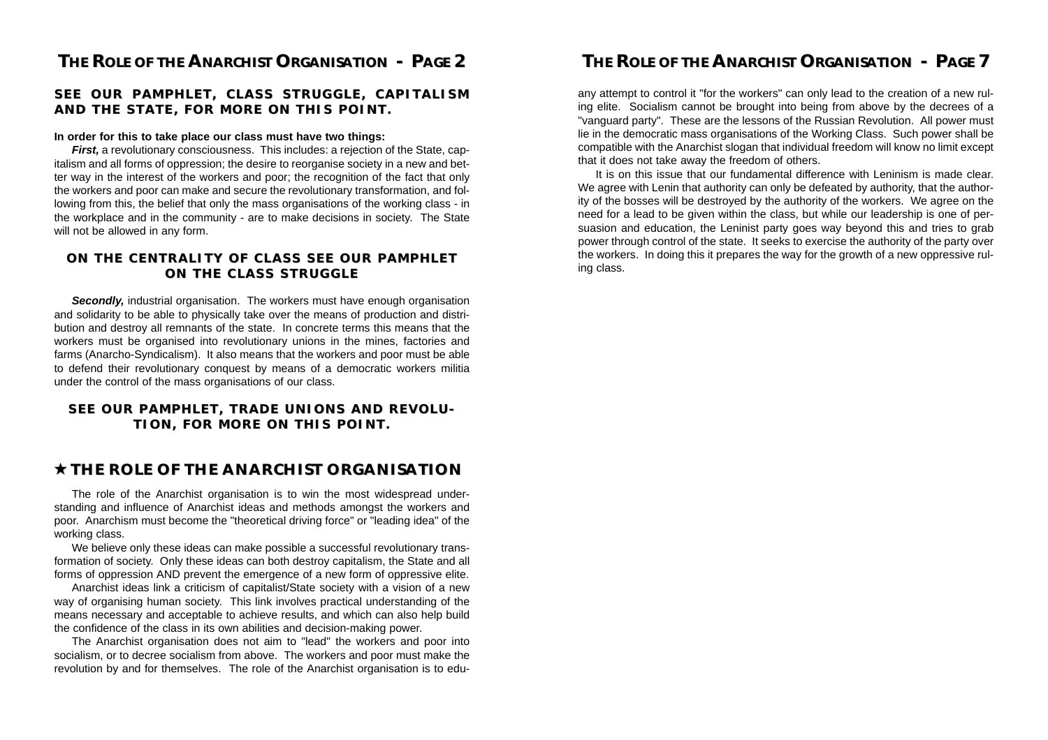**SEE OUR PAMPHLET, CLASS STRUGGLE, CAPITALISM AND THE STATE, FOR MORE ON THIS POINT.**

**In order for this to take place our class must have two things:**

***First,*** a revolutionary consciousness. This includes: a rejection of the State, capitalism and all forms of oppression; the desire to reorganise society in a new and better way in the interest of the workers and poor; the recognition of the fact that only the workers and poor can make and secure the revolutionary transformation, and following from this, the belief that only the mass organisations of the working class - in the workplace and in the community - are to make decisions in society. The State will not be allowed in any form.

**ON THE CENTRALITY OF CLASS SEE OUR PAMPHLET ON THE CLASS STRUGGLE**

***Secondly,*** industrial organisation. The workers must have enough organisation and solidarity to be able to physically take over the means of production and distribution and destroy all remnants of the state. In concrete terms this means that the workers must be organised into revolutionary unions in the mines, factories and farms (Anarcho-Syndicalism). It also means that the workers and poor must be able to defend their revolutionary conquest by means of a democratic workers militia under the control of the mass organisations of our class.

**SEE OUR PAMPHLET, TRADE UNIONS AND REVOLUTION, FOR MORE ON THIS POINT.**

## ★ THE ROLE OF THE ANARCHIST ORGANISATION

The role of the Anarchist organisation is to win the most widespread understanding and influence of Anarchist ideas and methods amongst the workers and poor. Anarchism must become the "theoretical driving force" or "leading idea" of the working class.

We believe only these ideas can make possible a successful revolutionary transformation of society. Only these ideas can both destroy capitalism, the State and all forms of oppression AND prevent the emergence of a new form of oppressive elite.

Anarchist ideas link a criticism of capitalist/State society with a vision of a new way of organising human society. This link involves practical understanding of the means necessary and acceptable to achieve results, and which can also help build the confidence of the class in its own abilities and decision-making power.

The Anarchist organisation does not aim to "lead" the workers and poor into socialism, or to decree socialism from above. The workers and poor must make the revolution by and for themselves. The role of the Anarchist organisation is to edu-

any attempt to control it "for the workers" can only lead to the creation of a new ruling elite. Socialism cannot be brought into being from above by the decrees of a "vanguard party". These are the lessons of the Russian Revolution. All power must lie in the democratic mass organisations of the Working Class. Such power shall be compatible with the Anarchist slogan that individual freedom will know no limit except that it does not take away the freedom of others.

It is on this issue that our fundamental difference with Leninism is made clear. We agree with Lenin that authority can only be defeated by authority, that the authority of the bosses will be destroyed by the authority of the workers. We agree on the need for a lead to be given within the class, but while our leadership is one of persuasion and education, the Leninist party goes way beyond this and tries to grab power through control of the state. It seeks to exercise the authority of the party over the workers. In doing this it prepares the way for the growth of a new oppressive ruling class.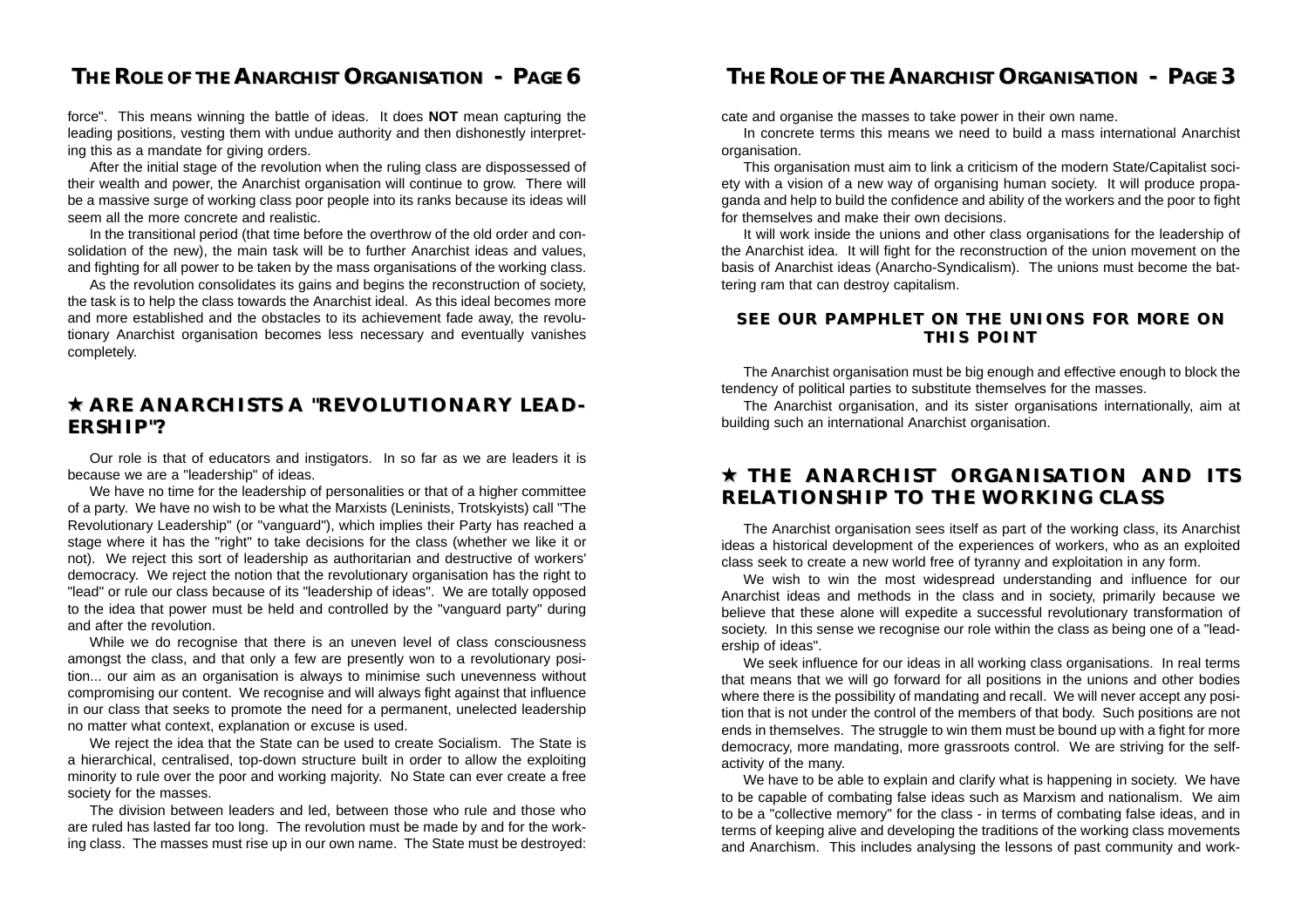force". This means winning the battle of ideas. It does **NOT** mean capturing the leading positions, vesting them with undue authority and then dishonestly interpreting this as a mandate for giving orders.

After the initial stage of the revolution when the ruling class are dispossessed of their wealth and power, the Anarchist organisation will continue to grow. There will be a massive surge of working class poor people into its ranks because its ideas will seem all the more concrete and realistic.

In the transitional period (that time before the overthrow of the old order and consolidation of the new), the main task will be to further Anarchist ideas and values, and fighting for all power to be taken by the mass organisations of the working class.

As the revolution consolidates its gains and begins the reconstruction of society, the task is to help the class towards the Anarchist ideal. As this ideal becomes more and more established and the obstacles to its achievement fade away, the revolutionary Anarchist organisation becomes less necessary and eventually vanishes completely.

## ★ ARE ANARCHISTS A "REVOLUTIONARY LEADERSHIP"?

Our role is that of educators and instigators. In so far as we are leaders it is because we are a "leadership" of ideas.

We have no time for the leadership of personalities or that of a higher committee of a party. We have no wish to be what the Marxists (Leninists, Trotskyists) call "The Revolutionary Leadership" (or "vanguard"), which implies their Party has reached a stage where it has the "right" to take decisions for the class (whether we like it or not). We reject this sort of leadership as authoritarian and destructive of workers' democracy. We reject the notion that the revolutionary organisation has the right to "lead" or rule our class because of its "leadership of ideas". We are totally opposed to the idea that power must be held and controlled by the "vanguard party" during and after the revolution.

While we do recognise that there is an uneven level of class consciousness amongst the class, and that only a few are presently won to a revolutionary position... our aim as an organisation is always to minimise such unevenness without compromising our content. We recognise and will always fight against that influence in our class that seeks to promote the need for a permanent, unelected leadership no matter what context, explanation or excuse is used.

We reject the idea that the State can be used to create Socialism. The State is a hierarchical, centralised, top-down structure built in order to allow the exploiting minority to rule over the poor and working majority. No State can ever create a free society for the masses.

The division between leaders and led, between those who rule and those who are ruled has lasted far too long. The revolution must be made by and for the working class. The masses must rise up in our own name. The State must be destroyed:

cate and organise the masses to take power in their own name.

In concrete terms this means we need to build a mass international Anarchist organisation.

This organisation must aim to link a criticism of the modern State/Capitalist society with a vision of a new way of organising human society. It will produce propaganda and help to build the confidence and ability of the workers and the poor to fight for themselves and make their own decisions.

It will work inside the unions and other class organisations for the leadership of the Anarchist idea. It will fight for the reconstruction of the union movement on the basis of Anarchist ideas (Anarcho-Syndicalism). The unions must become the battering ram that can destroy capitalism.

**SEE OUR PAMPHLET ON THE UNIONS FOR MORE ON THIS POINT**

The Anarchist organisation must be big enough and effective enough to block the tendency of political parties to substitute themselves for the masses.

The Anarchist organisation, and its sister organisations internationally, aim at building such an international Anarchist organisation.

## ★ THE ANARCHIST ORGANISATION AND ITS RELATIONSHIP TO THE WORKING CLASS

The Anarchist organisation sees itself as part of the working class, its Anarchist ideas a historical development of the experiences of workers, who as an exploited class seek to create a new world free of tyranny and exploitation in any form.

We wish to win the most widespread understanding and influence for our Anarchist ideas and methods in the class and in society, primarily because we believe that these alone will expedite a successful revolutionary transformation of society. In this sense we recognise our role within the class as being one of a "leadership of ideas".

We seek influence for our ideas in all working class organisations. In real terms that means that we will go forward for all positions in the unions and other bodies where there is the possibility of mandating and recall. We will never accept any position that is not under the control of the members of that body. Such positions are not ends in themselves. The struggle to win them must be bound up with a fight for more democracy, more mandating, more grassroots control. We are striving for the self-activity of the many.

We have to be able to explain and clarify what is happening in society. We have to be capable of combating false ideas such as Marxism and nationalism. We aim to be a "collective memory" for the class - in terms of combating false ideas, and in terms of keeping alive and developing the traditions of the working class movements and Anarchism. This includes analysing the lessons of past community and work-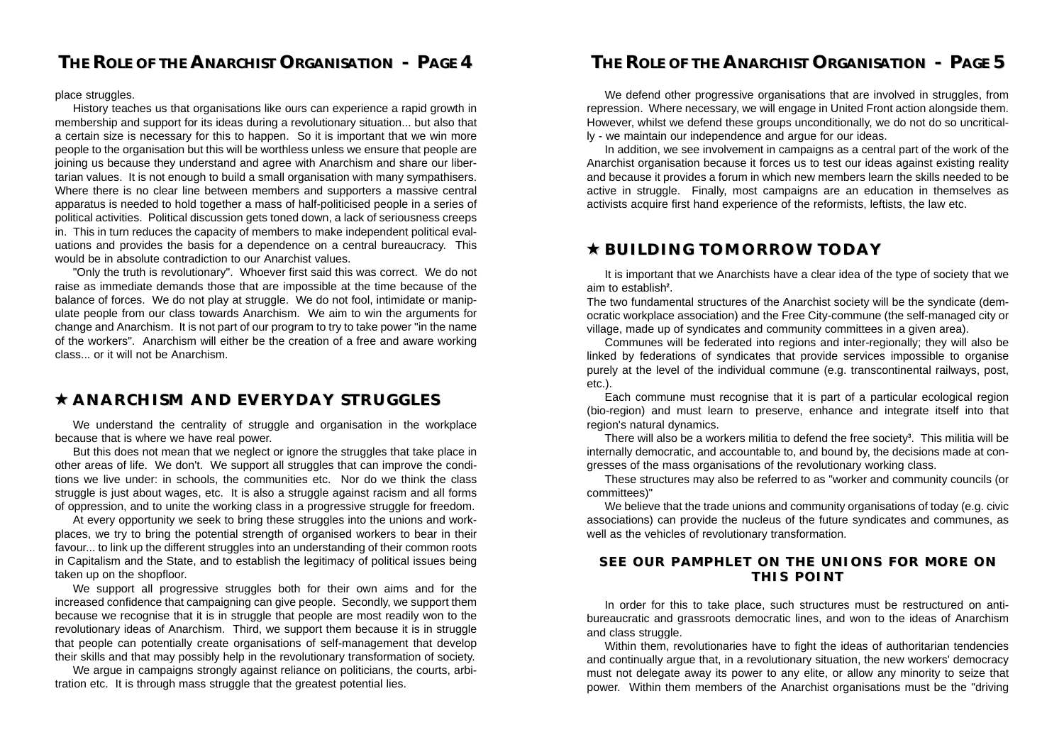place struggles.

History teaches us that organisations like ours can experience a rapid growth in membership and support for its ideas during a revolutionary situation... but also that a certain size is necessary for this to happen. So it is important that we win more people to the organisation but this will be worthless unless we ensure that people are joining us because they understand and agree with Anarchism and share our libertarian values. It is not enough to build a small organisation with many sympathisers. Where there is no clear line between members and supporters a massive central apparatus is needed to hold together a mass of half-politicised people in a series of political activities. Political discussion gets toned down, a lack of seriousness creeps in. This in turn reduces the capacity of members to make independent political evaluations and provides the basis for a dependence on a central bureaucracy. This would be in absolute contradiction to our Anarchist values.

"Only the truth is revolutionary". Whoever first said this was correct. We do not raise as immediate demands those that are impossible at the time because of the balance of forces. We do not play at struggle. We do not fool, intimidate or manipulate people from our class towards Anarchism. We aim to win the arguments for change and Anarchism. It is not part of our program to try to take power "in the name of the workers". Anarchism will either be the creation of a free and aware working class... or it will not be Anarchism.

## ★ ANARCHISM AND EVERYDAY STRUGGLES

We understand the centrality of struggle and organisation in the workplace because that is where we have real power.

But this does not mean that we neglect or ignore the struggles that take place in other areas of life. We don't. We support all struggles that can improve the conditions we live under: in schools, the communities etc. Nor do we think the class struggle is just about wages, etc. It is also a struggle against racism and all forms of oppression, and to unite the working class in a progressive struggle for freedom.

At every opportunity we seek to bring these struggles into the unions and workplaces, we try to bring the potential strength of organised workers to bear in their favour... to link up the different struggles into an understanding of their common roots in Capitalism and the State, and to establish the legitimacy of political issues being taken up on the shopfloor.

We support all progressive struggles both for their own aims and for the increased confidence that campaigning can give people. Secondly, we support them because we recognise that it is in struggle that people are most readily won to the revolutionary ideas of Anarchism. Third, we support them because it is in struggle that people can potentially create organisations of self-management that develop their skills and that may possibly help in the revolutionary transformation of society.

We argue in campaigns strongly against reliance on politicians, the courts, arbitration etc. It is through mass struggle that the greatest potential lies.

We defend other progressive organisations that are involved in struggles, from repression. Where necessary, we will engage in United Front action alongside them. However, whilst we defend these groups unconditionally, we do not do so uncritically - we maintain our independence and argue for our ideas.

In addition, we see involvement in campaigns as a central part of the work of the Anarchist organisation because it forces us to test our ideas against existing reality and because it provides a forum in which new members learn the skills needed to be active in struggle. Finally, most campaigns are an education in themselves as activists acquire first hand experience of the reformists, leftists, the law etc.

## ★ BUILDING TOMORROW TODAY

It is important that we Anarchists have a clear idea of the type of society that we aim to establish[2].

The two fundamental structures of the Anarchist society will be the syndicate (democratic workplace association) and the Free City-commune (the self-managed city or village, made up of syndicates and community committees in a given area).

Communes will be federated into regions and inter-regionally; they will also be linked by federations of syndicates that provide services impossible to organise purely at the level of the individual commune (e.g. transcontinental railways, post, etc.).

Each commune must recognise that it is part of a particular ecological region (bio-region) and must learn to preserve, enhance and integrate itself into that region's natural dynamics.

There will also be a workers militia to defend the free society[3]. This militia will be internally democratic, and accountable to, and bound by, the decisions made at congresses of the mass organisations of the revolutionary working class.

These structures may also be referred to as "worker and community councils (or committees)"

We believe that the trade unions and community organisations of today (e.g. civic associations) can provide the nucleus of the future syndicates and communes, as well as the vehicles of revolutionary transformation.

### SEE OUR PAMPHLET ON THE UNIONS FOR MORE ON THIS POINT

In order for this to take place, such structures must be restructured on anti-bureaucratic and grassroots democratic lines, and won to the ideas of Anarchism and class struggle.

Within them, revolutionaries have to fight the ideas of authoritarian tendencies and continually argue that, in a revolutionary situation, the new workers' democracy must not delegate away its power to any elite, or allow any minority to seize that power. Within them members of the Anarchist organisations must be the "driving